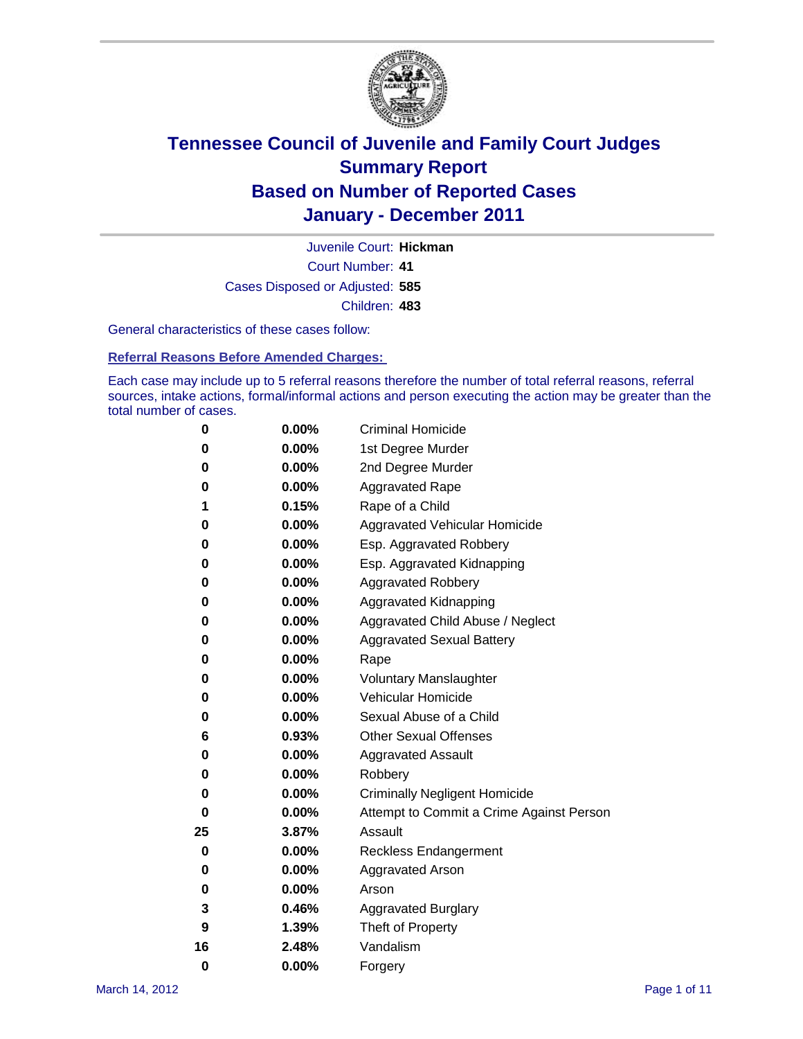# Tennessee Council of Juvenile and Family Court Judges
# Summary Report
# Based on Number of Reported Cases
# January - December 2011

Juvenile Court: **Hickman**

Court Number: **41**

Cases Disposed or Adjusted: **585**

Children: **483**

General characteristics of these cases follow:

## Referral Reasons Before Amended Charges:

Each case may include up to 5 referral reasons therefore the number of total referral reasons, referral sources, intake actions, formal/informal actions and person executing the action may be greater than the total number of cases.

| Count | Percent | Referral Reason |
|---|---|---|
| 0 | 0.00% | Criminal Homicide |
| 0 | 0.00% | 1st Degree Murder |
| 0 | 0.00% | 2nd Degree Murder |
| 0 | 0.00% | Aggravated Rape |
| 1 | 0.15% | Rape of a Child |
| 0 | 0.00% | Aggravated Vehicular Homicide |
| 0 | 0.00% | Esp. Aggravated Robbery |
| 0 | 0.00% | Esp. Aggravated Kidnapping |
| 0 | 0.00% | Aggravated Robbery |
| 0 | 0.00% | Aggravated Kidnapping |
| 0 | 0.00% | Aggravated Child Abuse / Neglect |
| 0 | 0.00% | Aggravated Sexual Battery |
| 0 | 0.00% | Rape |
| 0 | 0.00% | Voluntary Manslaughter |
| 0 | 0.00% | Vehicular Homicide |
| 0 | 0.00% | Sexual Abuse of a Child |
| 6 | 0.93% | Other Sexual Offenses |
| 0 | 0.00% | Aggravated Assault |
| 0 | 0.00% | Robbery |
| 0 | 0.00% | Criminally Negligent Homicide |
| 0 | 0.00% | Attempt to Commit a Crime Against Person |
| 25 | 3.87% | Assault |
| 0 | 0.00% | Reckless Endangerment |
| 0 | 0.00% | Aggravated Arson |
| 0 | 0.00% | Arson |
| 3 | 0.46% | Aggravated Burglary |
| 9 | 1.39% | Theft of Property |
| 16 | 2.48% | Vandalism |
| 0 | 0.00% | Forgery |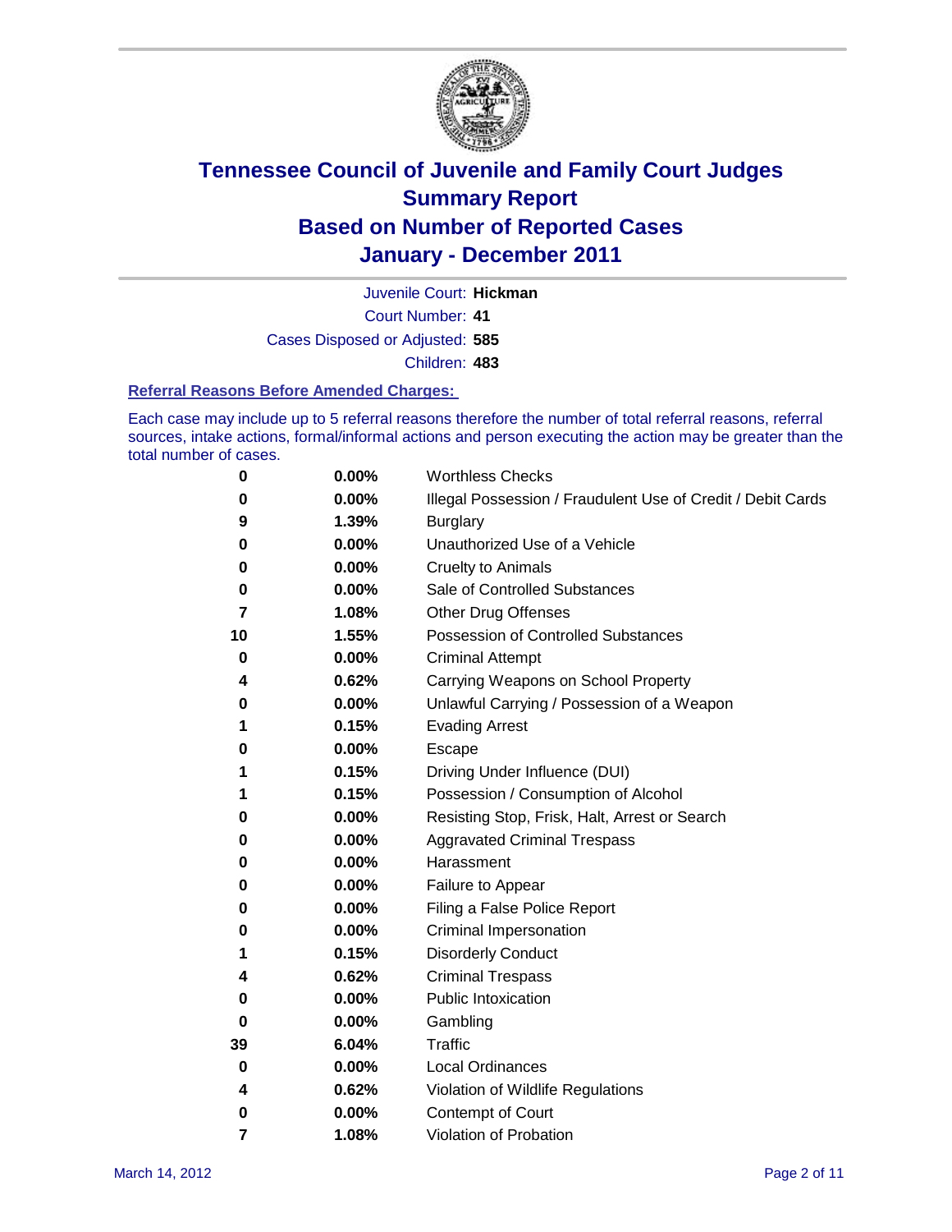# Tennessee Council of Juvenile and Family Court Judges
## Summary Report
## Based on Number of Reported Cases
## January - December 2011

Juvenile Court: **Hickman**
Court Number: **41**
Cases Disposed or Adjusted: **585**
Children: **483**

### Referral Reasons Before Amended Charges:

Each case may include up to 5 referral reasons therefore the number of total referral reasons, referral sources, intake actions, formal/informal actions and person executing the action may be greater than the total number of cases.

| Count | Percent | Referral Reason |
|---|---|---|
| 0 | 0.00% | Worthless Checks |
| 0 | 0.00% | Illegal Possession / Fraudulent Use of Credit / Debit Cards |
| 9 | 1.39% | Burglary |
| 0 | 0.00% | Unauthorized Use of a Vehicle |
| 0 | 0.00% | Cruelty to Animals |
| 0 | 0.00% | Sale of Controlled Substances |
| 7 | 1.08% | Other Drug Offenses |
| 10 | 1.55% | Possession of Controlled Substances |
| 0 | 0.00% | Criminal Attempt |
| 4 | 0.62% | Carrying Weapons on School Property |
| 0 | 0.00% | Unlawful Carrying / Possession of a Weapon |
| 1 | 0.15% | Evading Arrest |
| 0 | 0.00% | Escape |
| 1 | 0.15% | Driving Under Influence (DUI) |
| 1 | 0.15% | Possession / Consumption of Alcohol |
| 0 | 0.00% | Resisting Stop, Frisk, Halt, Arrest or Search |
| 0 | 0.00% | Aggravated Criminal Trespass |
| 0 | 0.00% | Harassment |
| 0 | 0.00% | Failure to Appear |
| 0 | 0.00% | Filing a False Police Report |
| 0 | 0.00% | Criminal Impersonation |
| 1 | 0.15% | Disorderly Conduct |
| 4 | 0.62% | Criminal Trespass |
| 0 | 0.00% | Public Intoxication |
| 0 | 0.00% | Gambling |
| 39 | 6.04% | Traffic |
| 0 | 0.00% | Local Ordinances |
| 4 | 0.62% | Violation of Wildlife Regulations |
| 0 | 0.00% | Contempt of Court |
| 7 | 1.08% | Violation of Probation |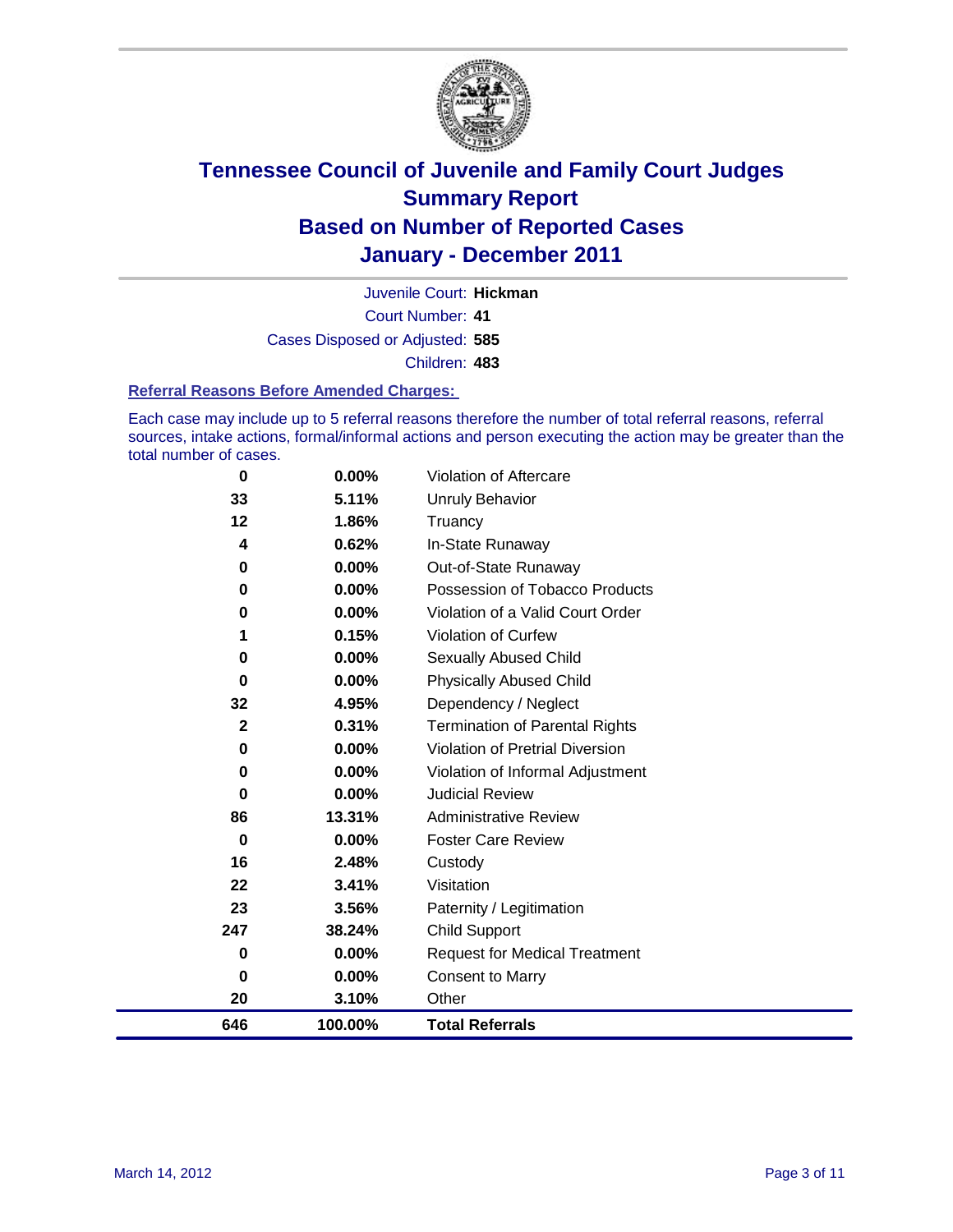# Tennessee Council of Juvenile and Family Court Judges
## Summary Report
## Based on Number of Reported Cases
## January - December 2011

Juvenile Court: **Hickman**

Court Number: **41**

Cases Disposed or Adjusted: **585**

Children: **483**

### Referral Reasons Before Amended Charges:

Each case may include up to 5 referral reasons therefore the number of total referral reasons, referral sources, intake actions, formal/informal actions and person executing the action may be greater than the total number of cases.

| Count | Percent | Referral Reason |
|---|---|---|
| 0 | 0.00% | Violation of Aftercare |
| 33 | 5.11% | Unruly Behavior |
| 12 | 1.86% | Truancy |
| 4 | 0.62% | In-State Runaway |
| 0 | 0.00% | Out-of-State Runaway |
| 0 | 0.00% | Possession of Tobacco Products |
| 0 | 0.00% | Violation of a Valid Court Order |
| 1 | 0.15% | Violation of Curfew |
| 0 | 0.00% | Sexually Abused Child |
| 0 | 0.00% | Physically Abused Child |
| 32 | 4.95% | Dependency / Neglect |
| 2 | 0.31% | Termination of Parental Rights |
| 0 | 0.00% | Violation of Pretrial Diversion |
| 0 | 0.00% | Violation of Informal Adjustment |
| 0 | 0.00% | Judicial Review |
| 86 | 13.31% | Administrative Review |
| 0 | 0.00% | Foster Care Review |
| 16 | 2.48% | Custody |
| 22 | 3.41% | Visitation |
| 23 | 3.56% | Paternity / Legitimation |
| 247 | 38.24% | Child Support |
| 0 | 0.00% | Request for Medical Treatment |
| 0 | 0.00% | Consent to Marry |
| 20 | 3.10% | Other |
| **646** | **100.00%** | **Total Referrals** |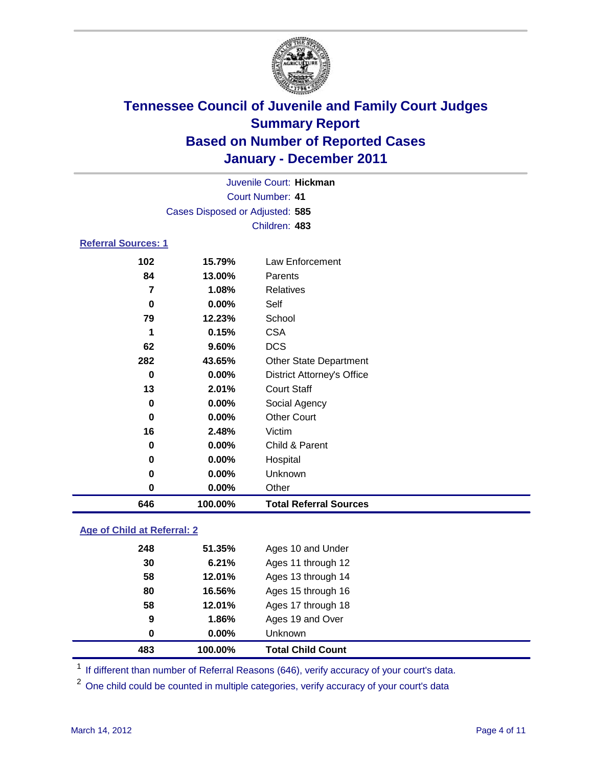# Tennessee Council of Juvenile and Family Court Judges
## Summary Report
## Based on Number of Reported Cases
## January - December 2011

Juvenile Court: **Hickman**
Court Number: **41**
Cases Disposed or Adjusted: **585**
Children: **483**

### Referral Sources: 1

| | | |
|---|---|---|
| 102 | 15.79% | Law Enforcement |
| 84 | 13.00% | Parents |
| 7 | 1.08% | Relatives |
| 0 | 0.00% | Self |
| 79 | 12.23% | School |
| 1 | 0.15% | CSA |
| 62 | 9.60% | DCS |
| 282 | 43.65% | Other State Department |
| 0 | 0.00% | District Attorney's Office |
| 13 | 2.01% | Court Staff |
| 0 | 0.00% | Social Agency |
| 0 | 0.00% | Other Court |
| 16 | 2.48% | Victim |
| 0 | 0.00% | Child & Parent |
| 0 | 0.00% | Hospital |
| 0 | 0.00% | Unknown |
| 0 | 0.00% | Other |
| **646** | **100.00%** | **Total Referral Sources** |

### Age of Child at Referral: 2

| | | |
|---|---|---|
| 248 | 51.35% | Ages 10 and Under |
| 30 | 6.21% | Ages 11 through 12 |
| 58 | 12.01% | Ages 13 through 14 |
| 80 | 16.56% | Ages 15 through 16 |
| 58 | 12.01% | Ages 17 through 18 |
| 9 | 1.86% | Ages 19 and Over |
| 0 | 0.00% | Unknown |
| **483** | **100.00%** | **Total Child Count** |

[1] If different than number of Referral Reasons (646), verify accuracy of your court's data.

[2] One child could be counted in multiple categories, verify accuracy of your court's data

March 14, 2012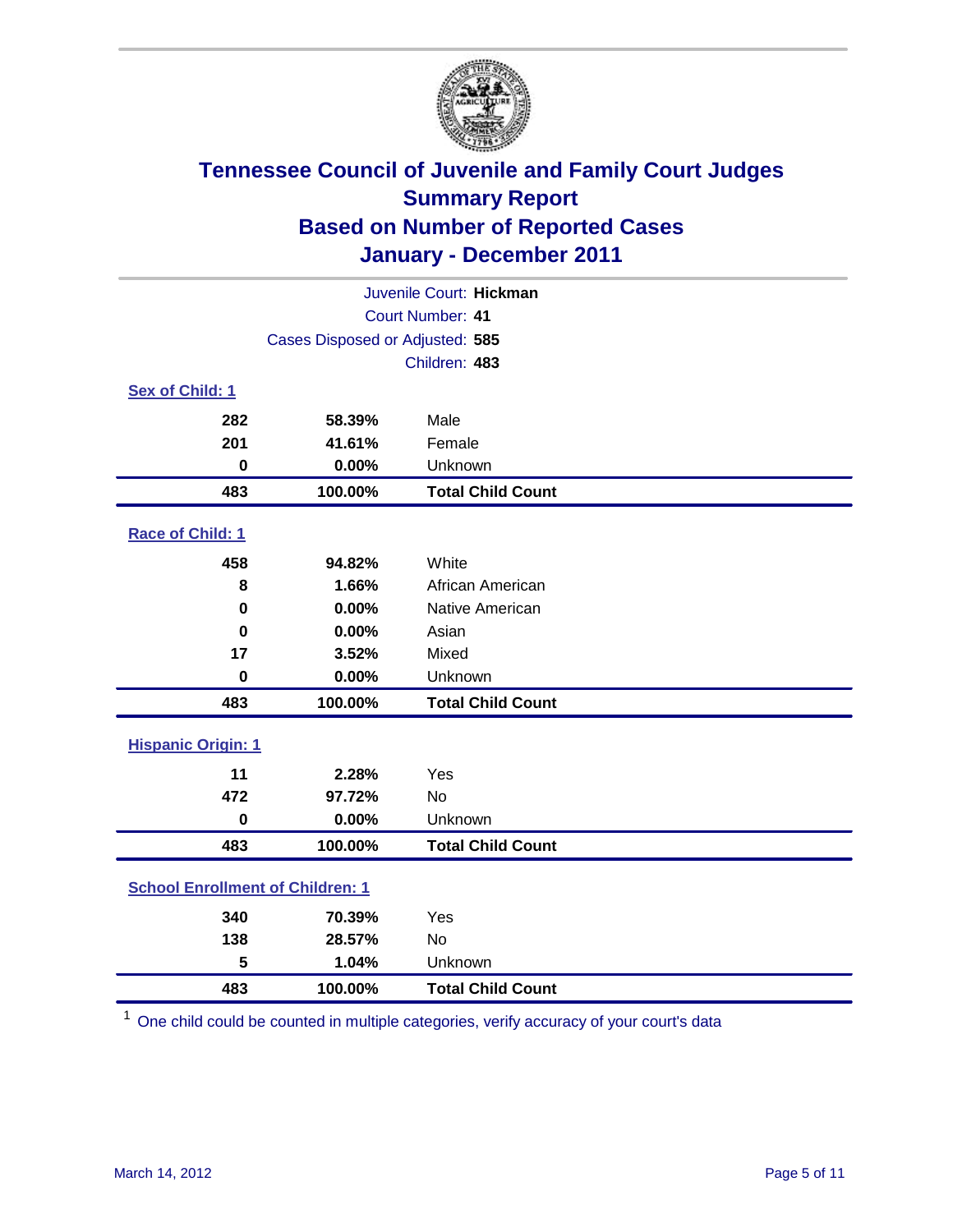# Tennessee Council of Juvenile and Family Court Judges
## Summary Report
## Based on Number of Reported Cases
## January - December 2011

Juvenile Court: **Hickman**
Court Number: **41**
Cases Disposed or Adjusted: **585**
Children: **483**

### Sex of Child: 1

| | | |
|---|---|---|
| **282** | **58.39%** | Male |
| **201** | **41.61%** | Female |
| **0** | **0.00%** | Unknown |
| **483** | **100.00%** | **Total Child Count** |

### Race of Child: 1

| | | |
|---|---|---|
| **458** | **94.82%** | White |
| **8** | **1.66%** | African American |
| **0** | **0.00%** | Native American |
| **0** | **0.00%** | Asian |
| **17** | **3.52%** | Mixed |
| **0** | **0.00%** | Unknown |
| **483** | **100.00%** | **Total Child Count** |

### Hispanic Origin: 1

| | | |
|---|---|---|
| **11** | **2.28%** | Yes |
| **472** | **97.72%** | No |
| **0** | **0.00%** | Unknown |
| **483** | **100.00%** | **Total Child Count** |

### School Enrollment of Children: 1

| | | |
|---|---|---|
| **340** | **70.39%** | Yes |
| **138** | **28.57%** | No |
| **5** | **1.04%** | Unknown |
| **483** | **100.00%** | **Total Child Count** |

[1] One child could be counted in multiple categories, verify accuracy of your court's data

March 14, 2012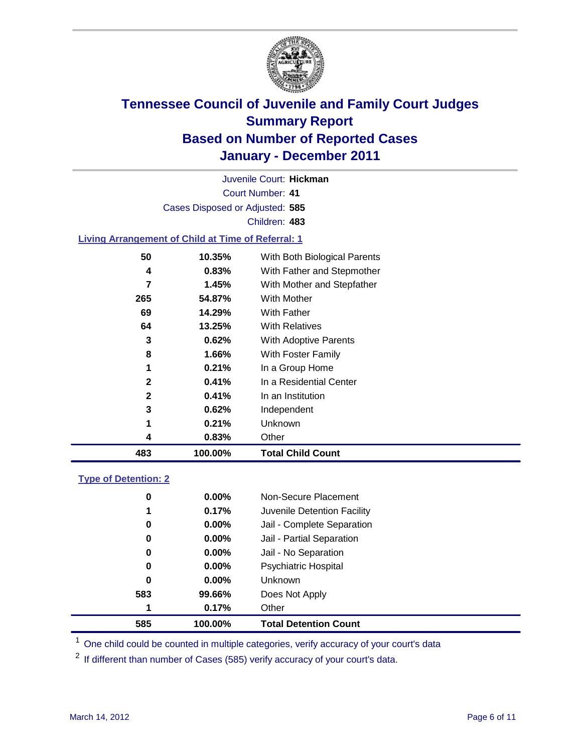# Tennessee Council of Juvenile and Family Court Judges
## Summary Report
## Based on Number of Reported Cases
## January - December 2011

Juvenile Court: **Hickman**

Court Number: **41**

Cases Disposed or Adjusted: **585**

Children: **483**

### Living Arrangement of Child at Time of Referral: 1

| Count | Percent | Category |
|---|---|---|
| 50 | 10.35% | With Both Biological Parents |
| 4 | 0.83% | With Father and Stepmother |
| 7 | 1.45% | With Mother and Stepfather |
| 265 | 54.87% | With Mother |
| 69 | 14.29% | With Father |
| 64 | 13.25% | With Relatives |
| 3 | 0.62% | With Adoptive Parents |
| 8 | 1.66% | With Foster Family |
| 1 | 0.21% | In a Group Home |
| 2 | 0.41% | In a Residential Center |
| 2 | 0.41% | In an Institution |
| 3 | 0.62% | Independent |
| 1 | 0.21% | Unknown |
| 4 | 0.83% | Other |
| **483** | **100.00%** | **Total Child Count** |

### Type of Detention: 2

| Count | Percent | Category |
|---|---|---|
| 0 | 0.00% | Non-Secure Placement |
| 1 | 0.17% | Juvenile Detention Facility |
| 0 | 0.00% | Jail - Complete Separation |
| 0 | 0.00% | Jail - Partial Separation |
| 0 | 0.00% | Jail - No Separation |
| 0 | 0.00% | Psychiatric Hospital |
| 0 | 0.00% | Unknown |
| 583 | 99.66% | Does Not Apply |
| 1 | 0.17% | Other |
| **585** | **100.00%** | **Total Detention Count** |

[1] One child could be counted in multiple categories, verify accuracy of your court's data

[2] If different than number of Cases (585) verify accuracy of your court's data.

March 14, 2012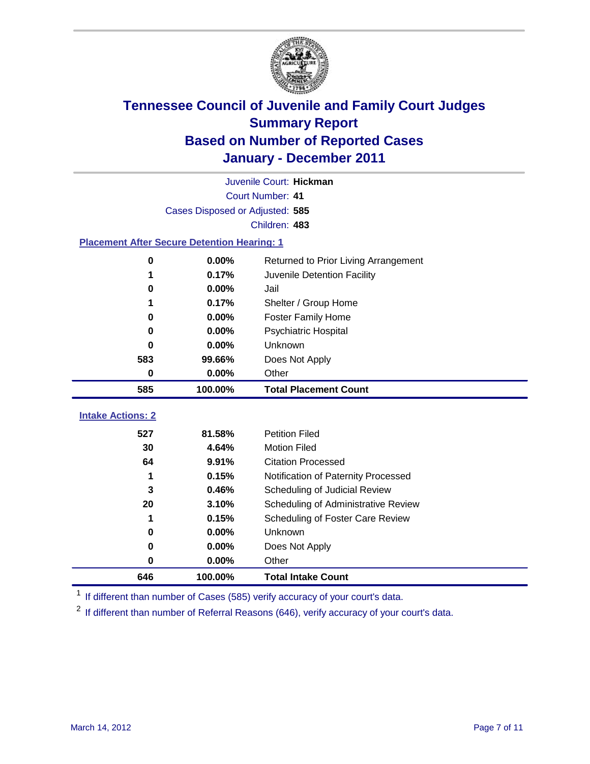# Tennessee Council of Juvenile and Family Court Judges
## Summary Report
## Based on Number of Reported Cases
## January - December 2011

Juvenile Court: **Hickman**

Court Number: **41**

Cases Disposed or Adjusted: **585**

Children: **483**

### Placement After Secure Detention Hearing: 1

| | | |
|---|---|---|
| 0 | 0.00% | Returned to Prior Living Arrangement |
| 1 | 0.17% | Juvenile Detention Facility |
| 0 | 0.00% | Jail |
| 1 | 0.17% | Shelter / Group Home |
| 0 | 0.00% | Foster Family Home |
| 0 | 0.00% | Psychiatric Hospital |
| 0 | 0.00% | Unknown |
| 583 | 99.66% | Does Not Apply |
| 0 | 0.00% | Other |
| **585** | **100.00%** | **Total Placement Count** |

### Intake Actions: 2

| | | |
|---|---|---|
| 527 | 81.58% | Petition Filed |
| 30 | 4.64% | Motion Filed |
| 64 | 9.91% | Citation Processed |
| 1 | 0.15% | Notification of Paternity Processed |
| 3 | 0.46% | Scheduling of Judicial Review |
| 20 | 3.10% | Scheduling of Administrative Review |
| 1 | 0.15% | Scheduling of Foster Care Review |
| 0 | 0.00% | Unknown |
| 0 | 0.00% | Does Not Apply |
| 0 | 0.00% | Other |
| **646** | **100.00%** | **Total Intake Count** |

[1] If different than number of Cases (585) verify accuracy of your court's data.

[2] If different than number of Referral Reasons (646), verify accuracy of your court's data.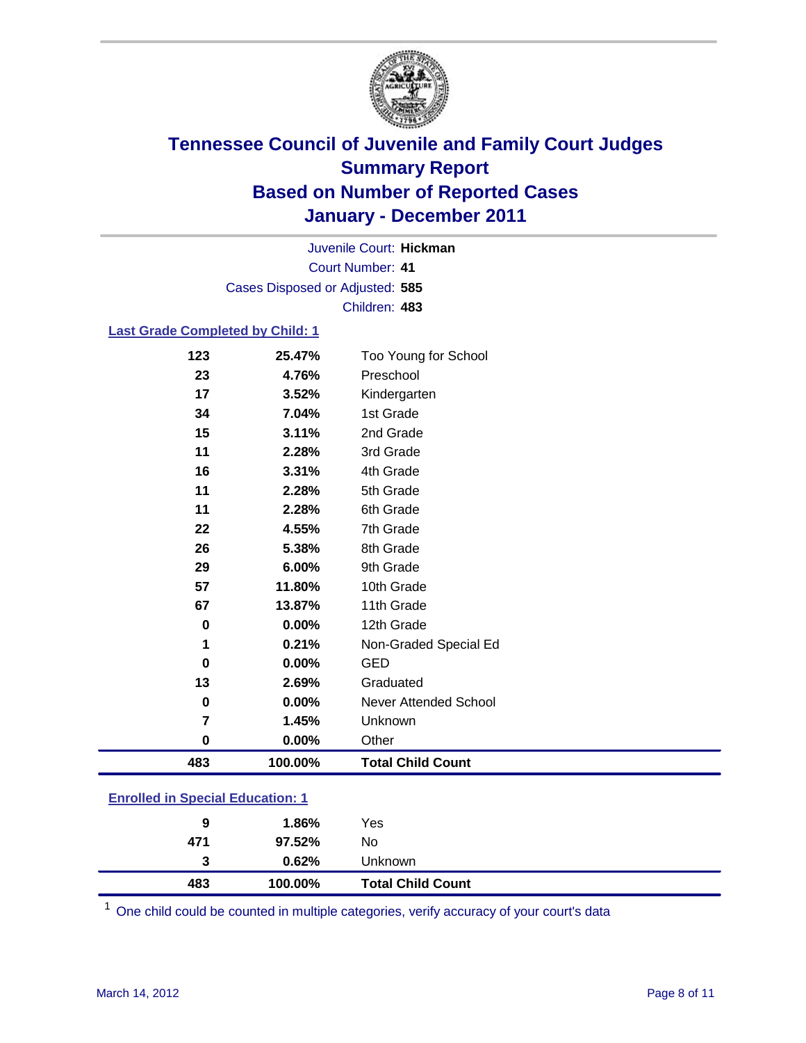# Tennessee Council of Juvenile and Family Court Judges
## Summary Report
## Based on Number of Reported Cases
## January - December 2011

Juvenile Court: **Hickman**

Court Number: **41**

Cases Disposed or Adjusted: **585**

Children: **483**

### Last Grade Completed by Child: 1

| | | |
|---|---|---|
| 123 | 25.47% | Too Young for School |
| 23 | 4.76% | Preschool |
| 17 | 3.52% | Kindergarten |
| 34 | 7.04% | 1st Grade |
| 15 | 3.11% | 2nd Grade |
| 11 | 2.28% | 3rd Grade |
| 16 | 3.31% | 4th Grade |
| 11 | 2.28% | 5th Grade |
| 11 | 2.28% | 6th Grade |
| 22 | 4.55% | 7th Grade |
| 26 | 5.38% | 8th Grade |
| 29 | 6.00% | 9th Grade |
| 57 | 11.80% | 10th Grade |
| 67 | 13.87% | 11th Grade |
| 0 | 0.00% | 12th Grade |
| 1 | 0.21% | Non-Graded Special Ed |
| 0 | 0.00% | GED |
| 13 | 2.69% | Graduated |
| 0 | 0.00% | Never Attended School |
| 7 | 1.45% | Unknown |
| 0 | 0.00% | Other |
| **483** | **100.00%** | **Total Child Count** |

### Enrolled in Special Education: 1

| | | |
|---|---|---|
| 9 | 1.86% | Yes |
| 471 | 97.52% | No |
| 3 | 0.62% | Unknown |
| **483** | **100.00%** | **Total Child Count** |

[1] One child could be counted in multiple categories, verify accuracy of your court's data

March 14, 2012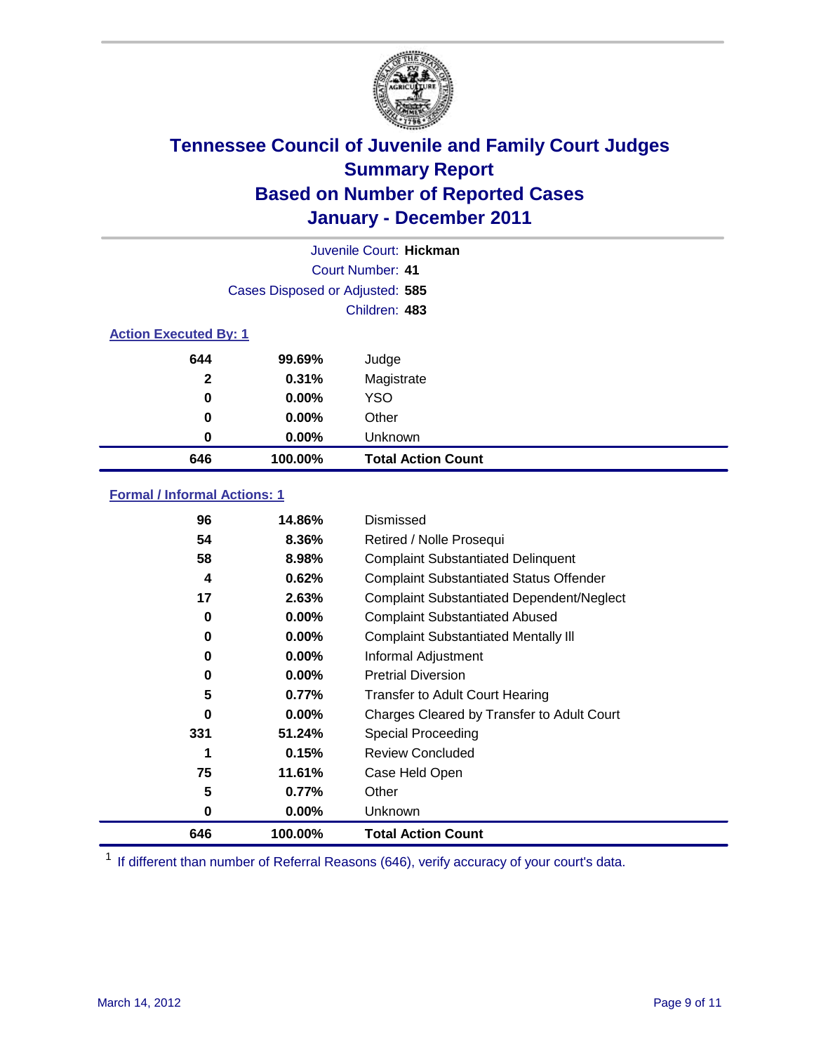# Tennessee Council of Juvenile and Family Court Judges
## Summary Report
## Based on Number of Reported Cases
## January - December 2011

Juvenile Court: **Hickman**
Court Number: **41**
Cases Disposed or Adjusted: **585**
Children: **483**

### Action Executed By: 1

| | | |
|---|---|---|
| 644 | 99.69% | Judge |
| 2 | 0.31% | Magistrate |
| 0 | 0.00% | YSO |
| 0 | 0.00% | Other |
| 0 | 0.00% | Unknown |
| **646** | **100.00%** | **Total Action Count** |

### Formal / Informal Actions: 1

| | | |
|---|---|---|
| 96 | 14.86% | Dismissed |
| 54 | 8.36% | Retired / Nolle Prosequi |
| 58 | 8.98% | Complaint Substantiated Delinquent |
| 4 | 0.62% | Complaint Substantiated Status Offender |
| 17 | 2.63% | Complaint Substantiated Dependent/Neglect |
| 0 | 0.00% | Complaint Substantiated Abused |
| 0 | 0.00% | Complaint Substantiated Mentally Ill |
| 0 | 0.00% | Informal Adjustment |
| 0 | 0.00% | Pretrial Diversion |
| 5 | 0.77% | Transfer to Adult Court Hearing |
| 0 | 0.00% | Charges Cleared by Transfer to Adult Court |
| 331 | 51.24% | Special Proceeding |
| 1 | 0.15% | Review Concluded |
| 75 | 11.61% | Case Held Open |
| 5 | 0.77% | Other |
| 0 | 0.00% | Unknown |
| **646** | **100.00%** | **Total Action Count** |

[1] If different than number of Referral Reasons (646), verify accuracy of your court's data.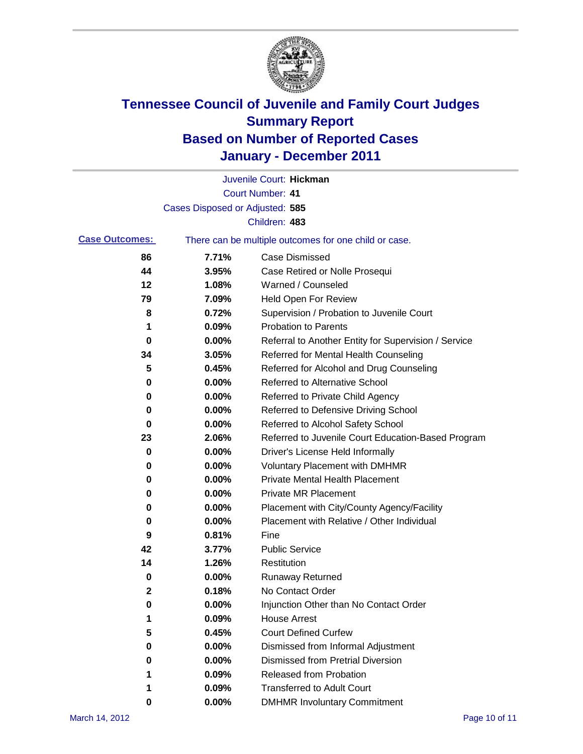# Tennessee Council of Juvenile and Family Court Judges
# Summary Report
# Based on Number of Reported Cases
# January - December 2011

Juvenile Court: **Hickman**

Court Number: **41**

Cases Disposed or Adjusted: **585**

Children: **483**

**Case Outcomes:** There can be multiple outcomes for one child or case.

| Count | Percent | Outcome |
|---|---|---|
| 86 | 7.71% | Case Dismissed |
| 44 | 3.95% | Case Retired or Nolle Prosequi |
| 12 | 1.08% | Warned / Counseled |
| 79 | 7.09% | Held Open For Review |
| 8 | 0.72% | Supervision / Probation to Juvenile Court |
| 1 | 0.09% | Probation to Parents |
| 0 | 0.00% | Referral to Another Entity for Supervision / Service |
| 34 | 3.05% | Referred for Mental Health Counseling |
| 5 | 0.45% | Referred for Alcohol and Drug Counseling |
| 0 | 0.00% | Referred to Alternative School |
| 0 | 0.00% | Referred to Private Child Agency |
| 0 | 0.00% | Referred to Defensive Driving School |
| 0 | 0.00% | Referred to Alcohol Safety School |
| 23 | 2.06% | Referred to Juvenile Court Education-Based Program |
| 0 | 0.00% | Driver's License Held Informally |
| 0 | 0.00% | Voluntary Placement with DMHMR |
| 0 | 0.00% | Private Mental Health Placement |
| 0 | 0.00% | Private MR Placement |
| 0 | 0.00% | Placement with City/County Agency/Facility |
| 0 | 0.00% | Placement with Relative / Other Individual |
| 9 | 0.81% | Fine |
| 42 | 3.77% | Public Service |
| 14 | 1.26% | Restitution |
| 0 | 0.00% | Runaway Returned |
| 2 | 0.18% | No Contact Order |
| 0 | 0.00% | Injunction Other than No Contact Order |
| 1 | 0.09% | House Arrest |
| 5 | 0.45% | Court Defined Curfew |
| 0 | 0.00% | Dismissed from Informal Adjustment |
| 0 | 0.00% | Dismissed from Pretrial Diversion |
| 1 | 0.09% | Released from Probation |
| 1 | 0.09% | Transferred to Adult Court |
| 0 | 0.00% | DMHMR Involuntary Commitment |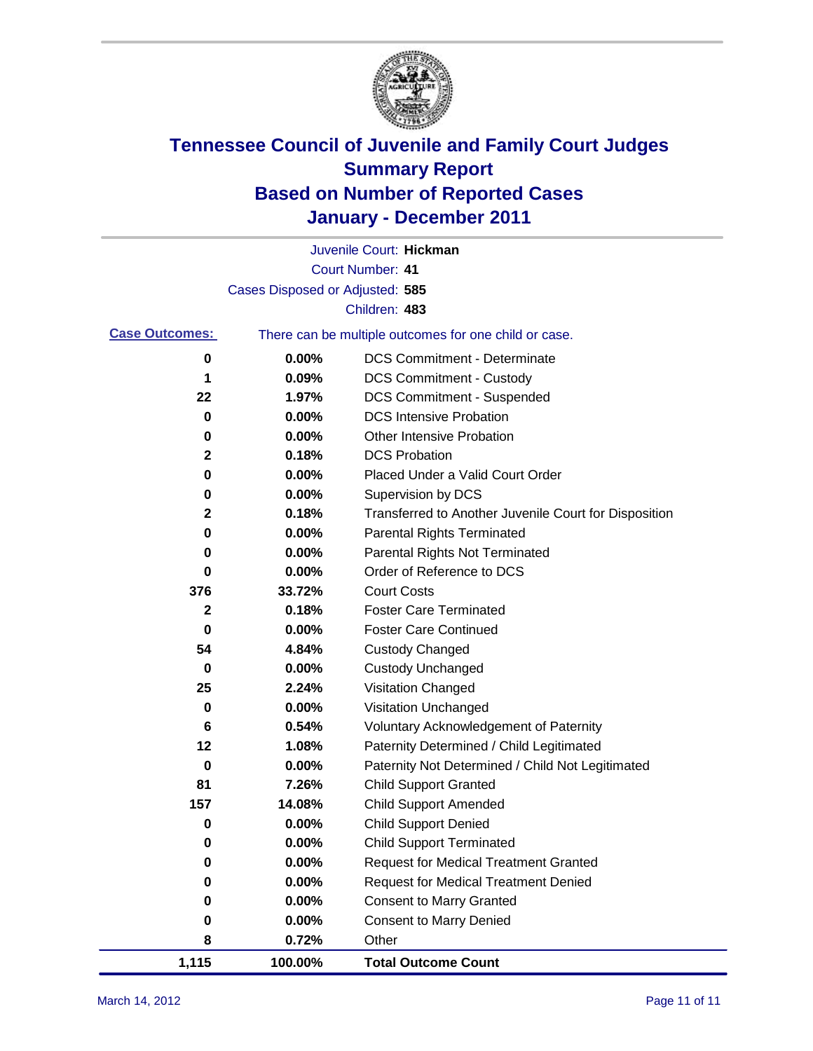# Tennessee Council of Juvenile and Family Court Judges
## Summary Report
## Based on Number of Reported Cases
## January - December 2011

Juvenile Court: **Hickman**

Court Number: **41**

Cases Disposed or Adjusted: **585**

Children: **483**

**Case Outcomes:** There can be multiple outcomes for one child or case.

| | | |
|---|---|---|
| 0 | 0.00% | DCS Commitment - Determinate |
| 1 | 0.09% | DCS Commitment - Custody |
| 22 | 1.97% | DCS Commitment - Suspended |
| 0 | 0.00% | DCS Intensive Probation |
| 0 | 0.00% | Other Intensive Probation |
| 2 | 0.18% | DCS Probation |
| 0 | 0.00% | Placed Under a Valid Court Order |
| 0 | 0.00% | Supervision by DCS |
| 2 | 0.18% | Transferred to Another Juvenile Court for Disposition |
| 0 | 0.00% | Parental Rights Terminated |
| 0 | 0.00% | Parental Rights Not Terminated |
| 0 | 0.00% | Order of Reference to DCS |
| 376 | 33.72% | Court Costs |
| 2 | 0.18% | Foster Care Terminated |
| 0 | 0.00% | Foster Care Continued |
| 54 | 4.84% | Custody Changed |
| 0 | 0.00% | Custody Unchanged |
| 25 | 2.24% | Visitation Changed |
| 0 | 0.00% | Visitation Unchanged |
| 6 | 0.54% | Voluntary Acknowledgement of Paternity |
| 12 | 1.08% | Paternity Determined / Child Legitimated |
| 0 | 0.00% | Paternity Not Determined / Child Not Legitimated |
| 81 | 7.26% | Child Support Granted |
| 157 | 14.08% | Child Support Amended |
| 0 | 0.00% | Child Support Denied |
| 0 | 0.00% | Child Support Terminated |
| 0 | 0.00% | Request for Medical Treatment Granted |
| 0 | 0.00% | Request for Medical Treatment Denied |
| 0 | 0.00% | Consent to Marry Granted |
| 0 | 0.00% | Consent to Marry Denied |
| 8 | 0.72% | Other |
| **1,115** | **100.00%** | **Total Outcome Count** |

March 14, 2012